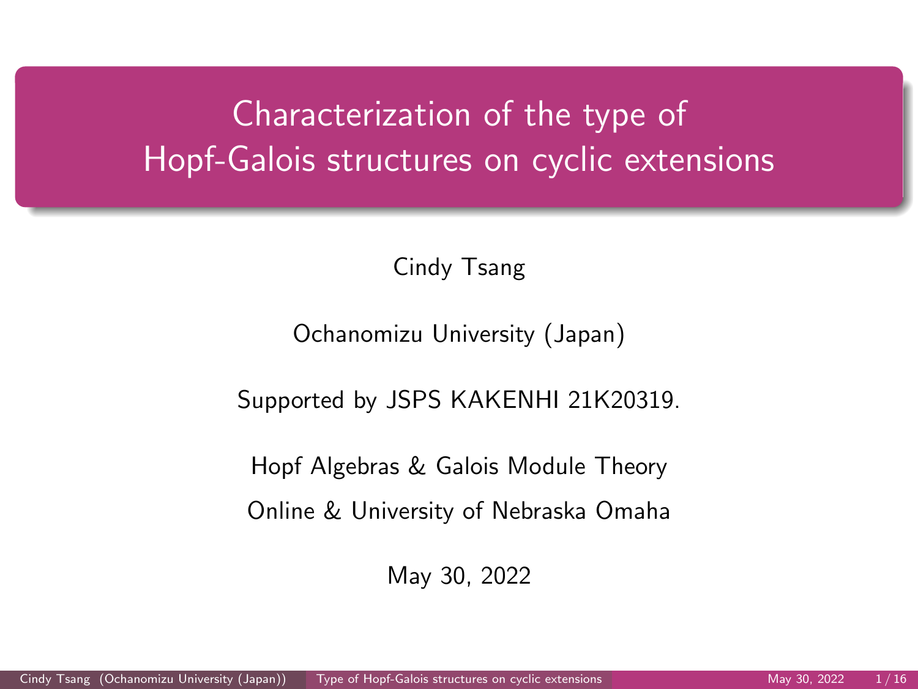# Characterization of the type of Hopf-Galois structures on cyclic extensions

Cindy Tsang

Ochanomizu University (Japan)

Supported by JSPS KAKENHI 21K20319.

Hopf Algebras & Galois Module Theory

Online & University of Nebraska Omaha

May 30, 2022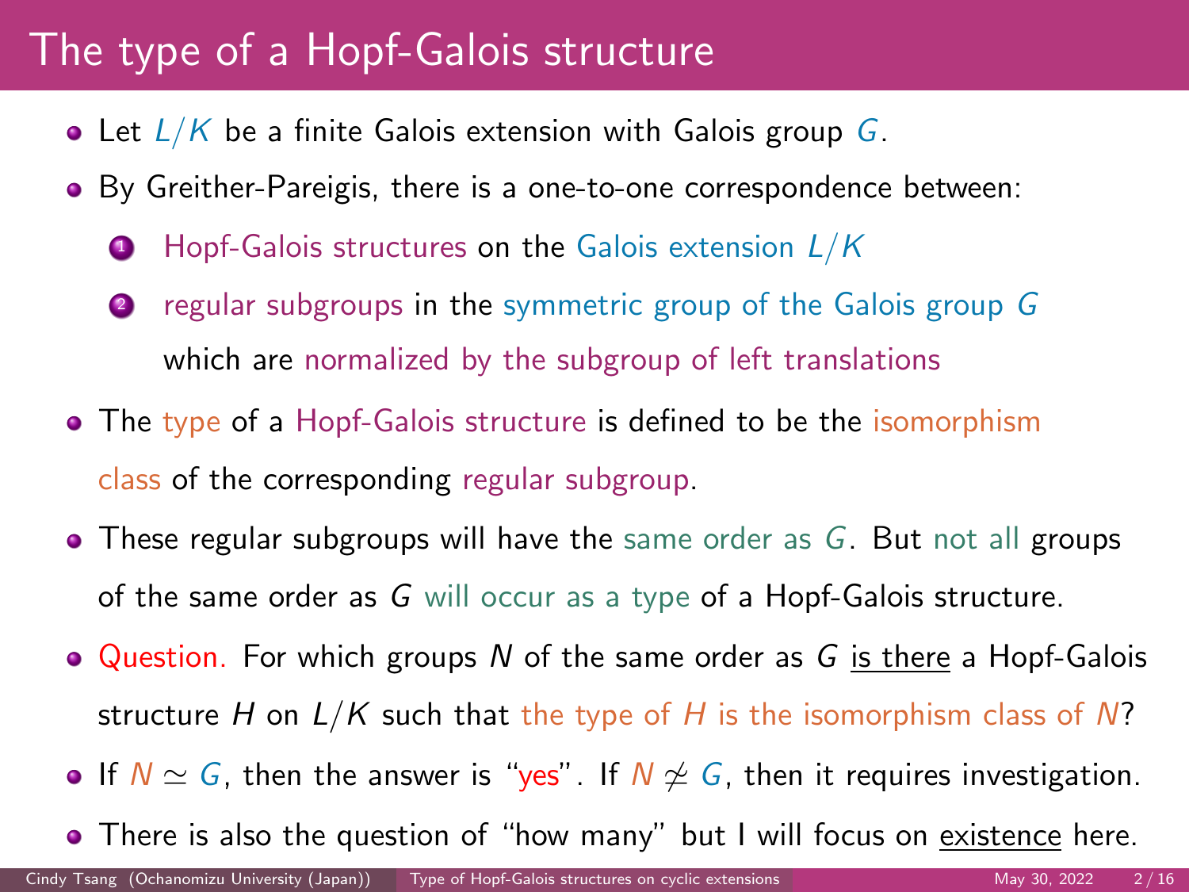# The type of a Hopf-Galois structure

- Let $L/K$ be a finite Galois extension with Galois group $G$.
- By Greither-Pareigis, there is a one-to-one correspondence between:
  1. Hopf-Galois structures on the Galois extension $L/K$
  2. regular subgroups in the symmetric group of the Galois group $G$ which are normalized by the subgroup of left translations
- The type of a Hopf-Galois structure is defined to be the isomorphism class of the corresponding regular subgroup.
- These regular subgroups will have the same order as $G$. But not all groups of the same order as $G$ will occur as a type of a Hopf-Galois structure.
- Question. For which groups $N$ of the same order as $G$ is there a Hopf-Galois structure $H$ on $L/K$ such that the type of $H$ is the isomorphism class of $N$?
- If $N \simeq G$, then the answer is "yes". If $N \not\simeq G$, then it requires investigation.
- There is also the question of "how many" but I will focus on existence here.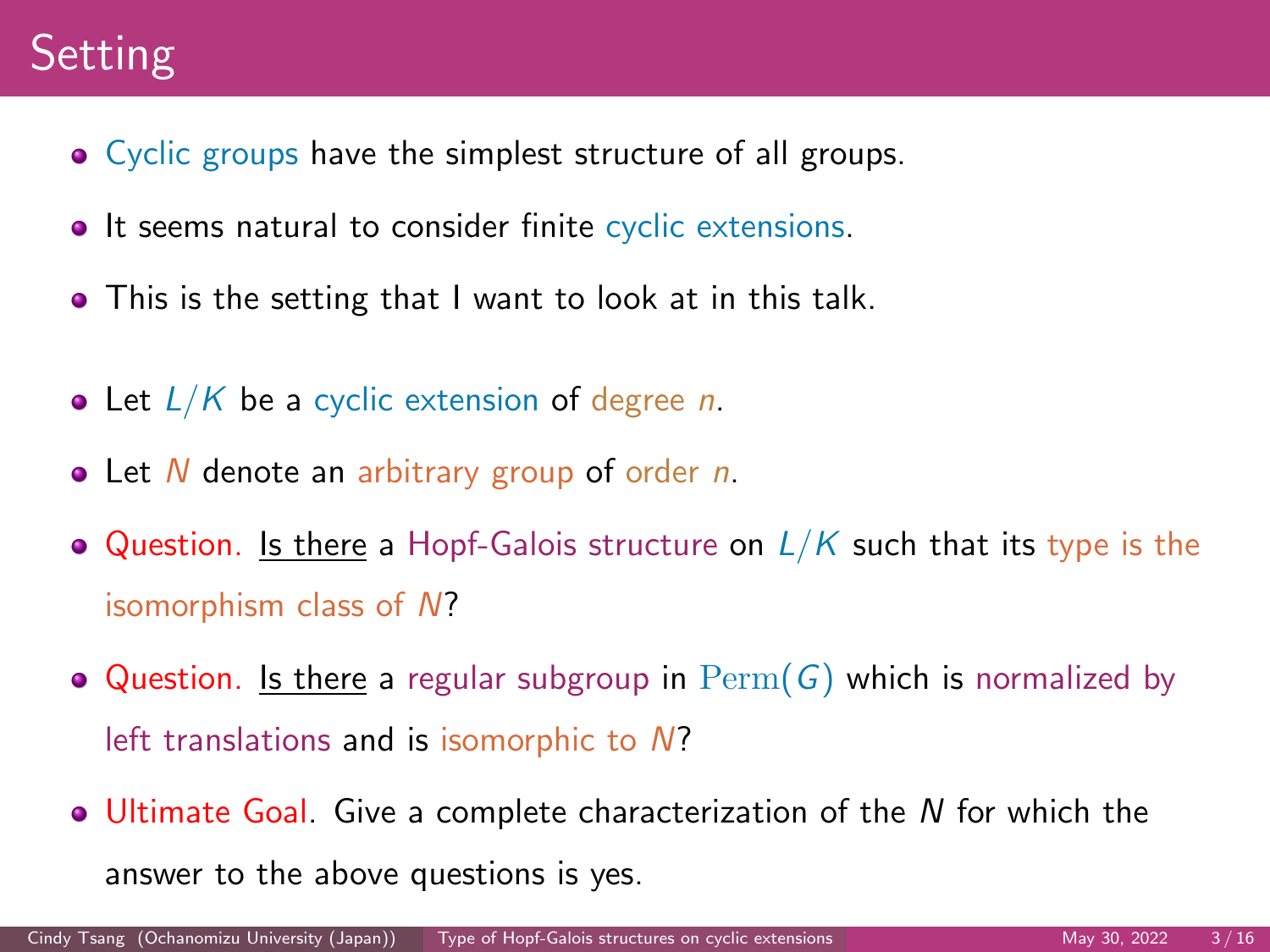# Setting

- Cyclic groups have the simplest structure of all groups.
- It seems natural to consider finite cyclic extensions.
- This is the setting that I want to look at in this talk.

- Let $L/K$ be a cyclic extension of degree $n$.
- Let $N$ denote an arbitrary group of order $n$.
- Question. <u>Is there</u> a Hopf-Galois structure on $L/K$ such that its type is the isomorphism class of $N$?
- Question. <u>Is there</u> a regular subgroup in $\mathrm{Perm}(G)$ which is normalized by left translations and is isomorphic to $N$?
- Ultimate Goal. Give a complete characterization of the $N$ for which the answer to the above questions is yes.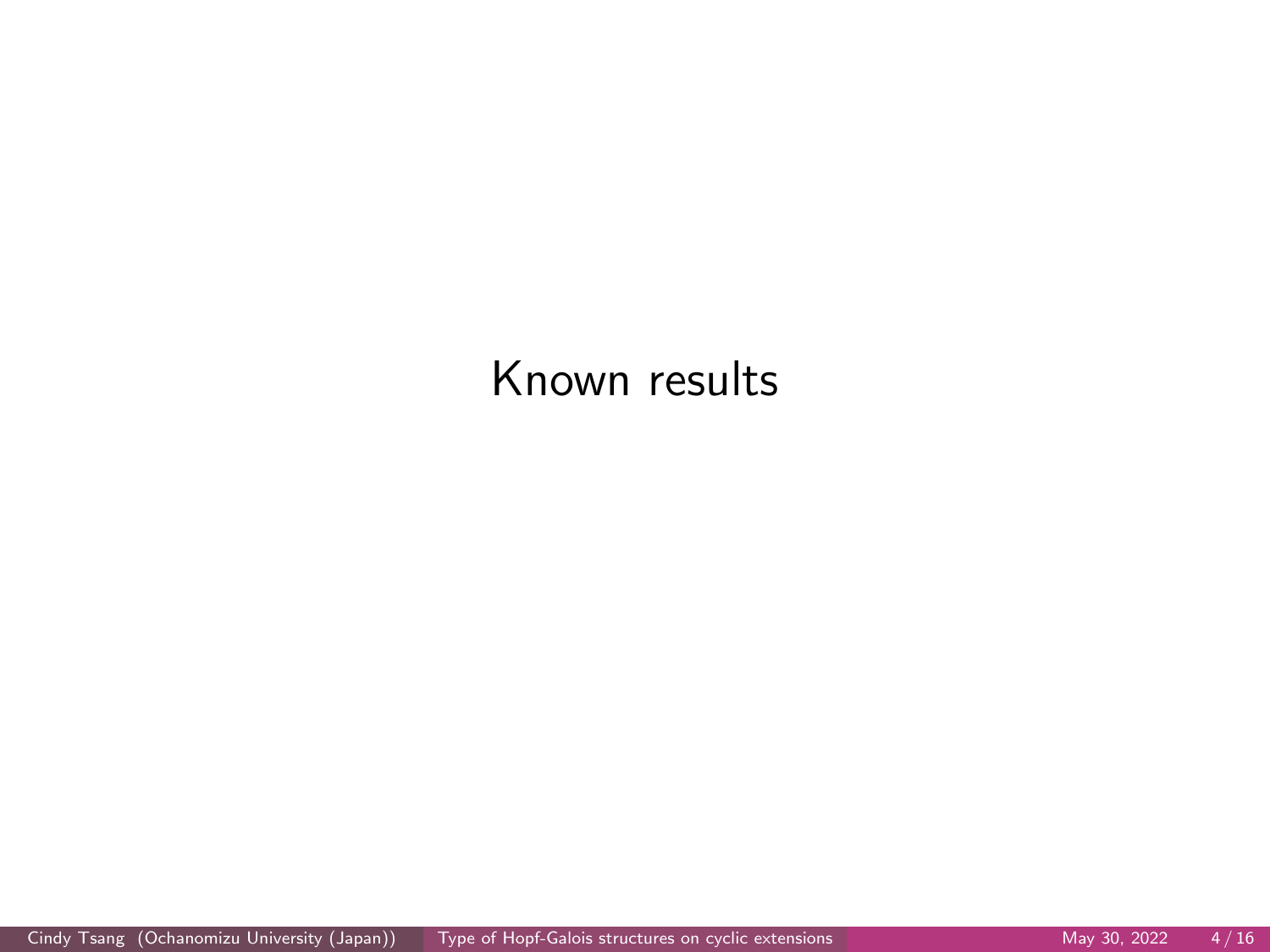# Known results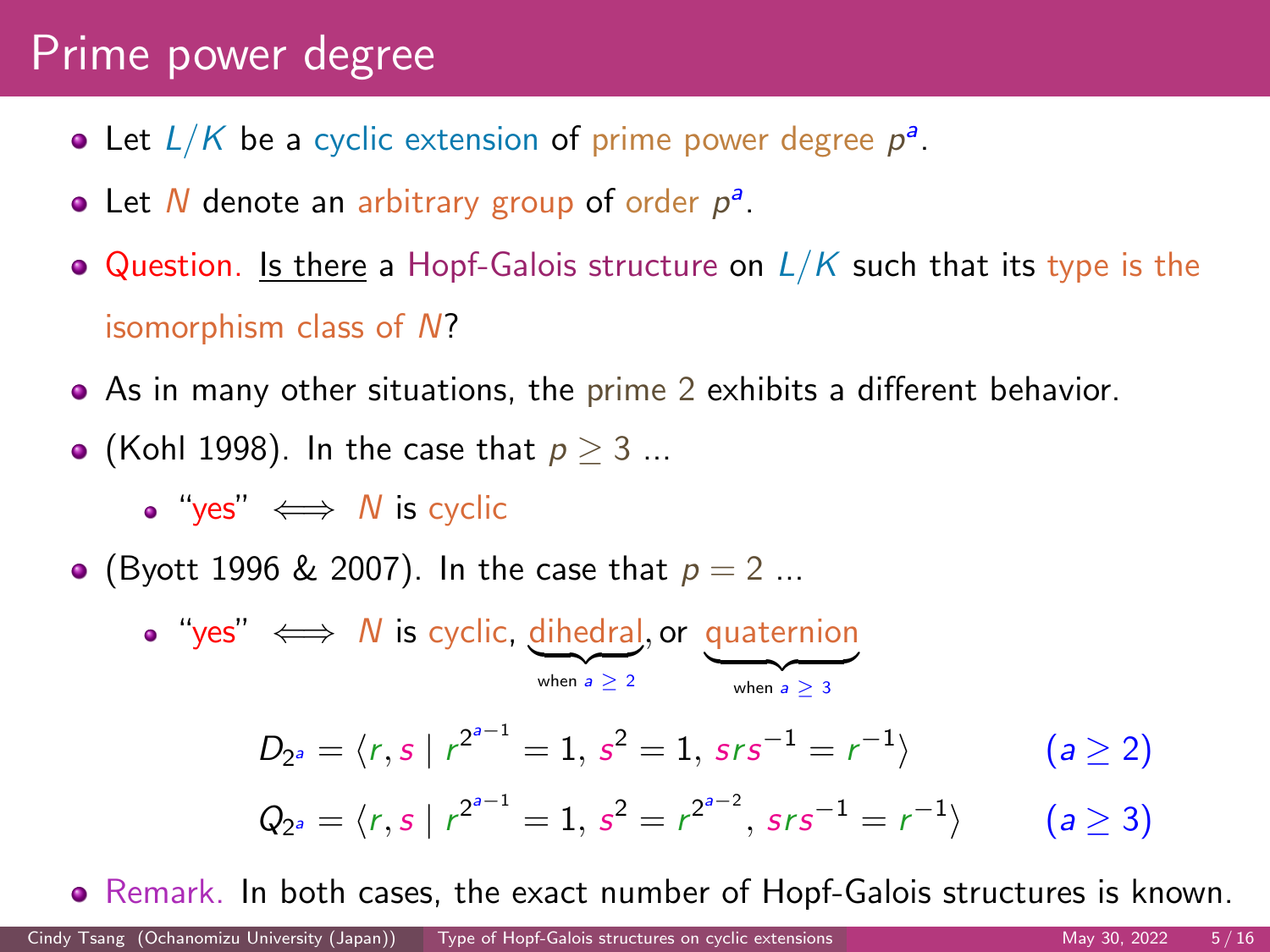# Prime power degree

- Let $L/K$ be a cyclic extension of prime power degree $p^a$.
- Let $N$ denote an arbitrary group of order $p^a$.
- Question. Is there a Hopf-Galois structure on $L/K$ such that its type is the isomorphism class of $N$?
- As in many other situations, the prime 2 exhibits a different behavior.
- (Kohl 1998). In the case that $p \geq 3$ ...
  - "yes" $\iff$ $N$ is cyclic
- (Byott 1996 & 2007). In the case that $p = 2$ ...
  - "yes" $\iff$ $N$ is cyclic, dihedral (when $a \geq 2$), or quaternion (when $a \geq 3$)

$$D_{2^a} = \langle r, s \mid r^{2^{a-1}} = 1,\, s^2 = 1,\, srs^{-1} = r^{-1} \rangle \qquad (a \geq 2)$$

$$Q_{2^a} = \langle r, s \mid r^{2^{a-1}} = 1,\, s^2 = r^{2^{a-2}},\, srs^{-1} = r^{-1} \rangle \qquad (a \geq 3)$$

- Remark. In both cases, the exact number of Hopf-Galois structures is known.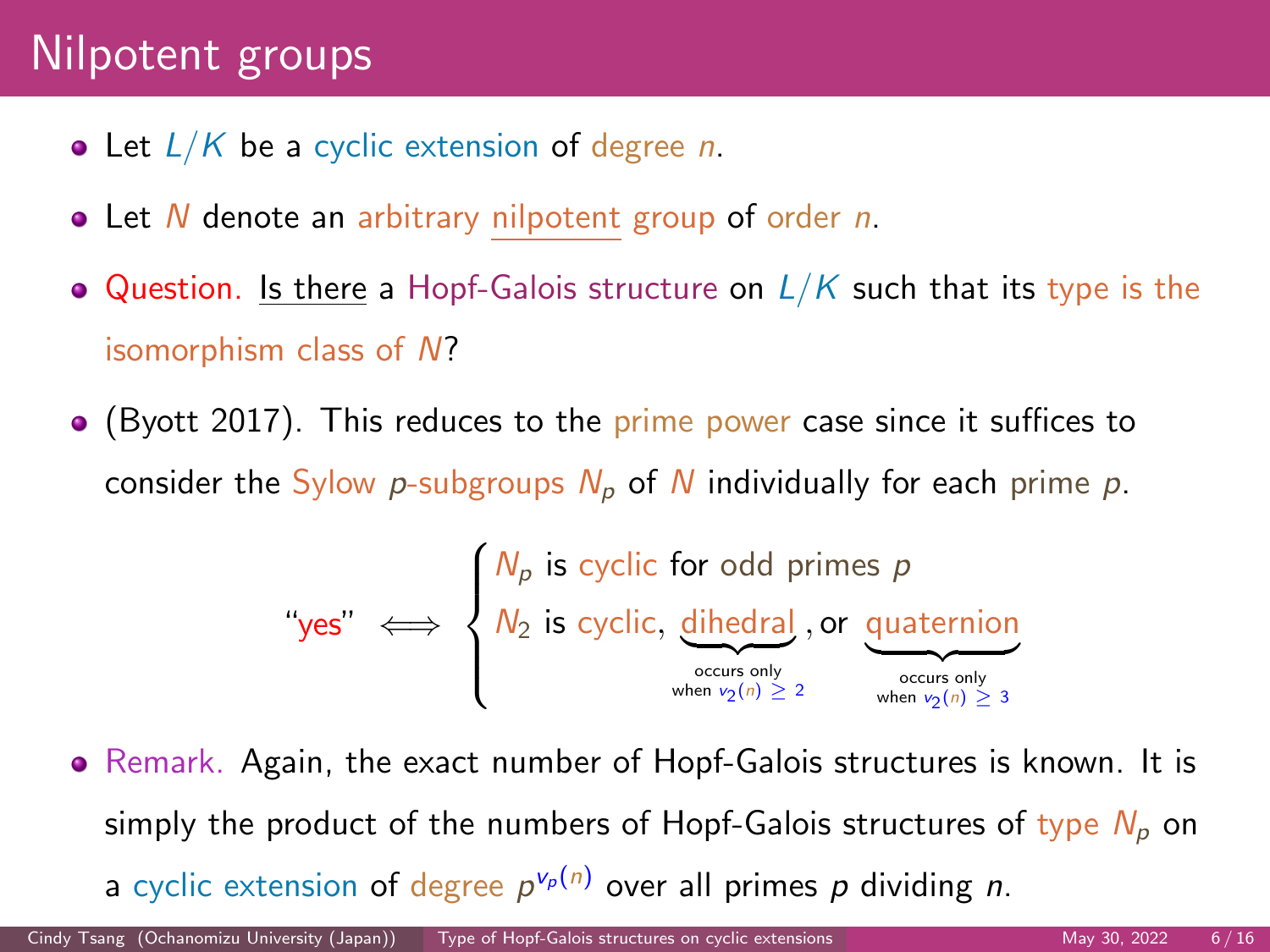# Nilpotent groups

- Let $L/K$ be a cyclic extension of degree $n$.
- Let $N$ denote an arbitrary nilpotent group of order $n$.
- Question. Is there a Hopf-Galois structure on $L/K$ such that its type is the isomorphism class of $N$?
- (Byott 2017). This reduces to the prime power case since it suffices to consider the Sylow $p$-subgroups $N_p$ of $N$ individually for each prime $p$.

$$\text{"yes"} \iff \begin{cases} N_p \text{ is cyclic for odd primes } p \\ N_2 \text{ is cyclic, } \underbrace{\text{dihedral}}_{\substack{\text{occurs only} \\ \text{when } v_2(n) \geq 2}}, \text{ or } \underbrace{\text{quaternion}}_{\substack{\text{occurs only} \\ \text{when } v_2(n) \geq 3}} \end{cases}$$

- Remark. Again, the exact number of Hopf-Galois structures is known. It is simply the product of the numbers of Hopf-Galois structures of type $N_p$ on a cyclic extension of degree $p^{v_p(n)}$ over all primes $p$ dividing $n$.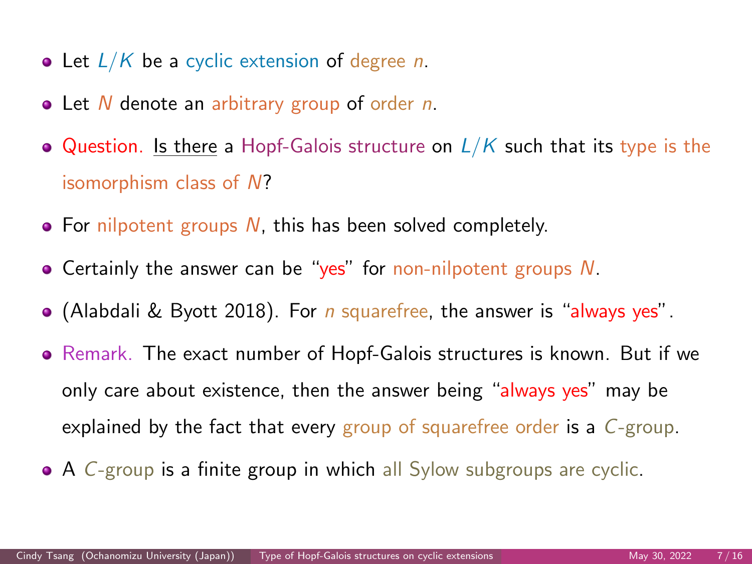- Let $L/K$ be a cyclic extension of degree $n$.
- Let $N$ denote an arbitrary group of order $n$.
- Question. Is there a Hopf-Galois structure on $L/K$ such that its type is the isomorphism class of $N$?
- For nilpotent groups $N$, this has been solved completely.
- Certainly the answer can be "yes" for non-nilpotent groups $N$.
- (Alabdali & Byott 2018). For $n$ squarefree, the answer is "always yes".
- Remark. The exact number of Hopf-Galois structures is known. But if we only care about existence, then the answer being "always yes" may be explained by the fact that every group of squarefree order is a $C$-group.
- A $C$-group is a finite group in which all Sylow subgroups are cyclic.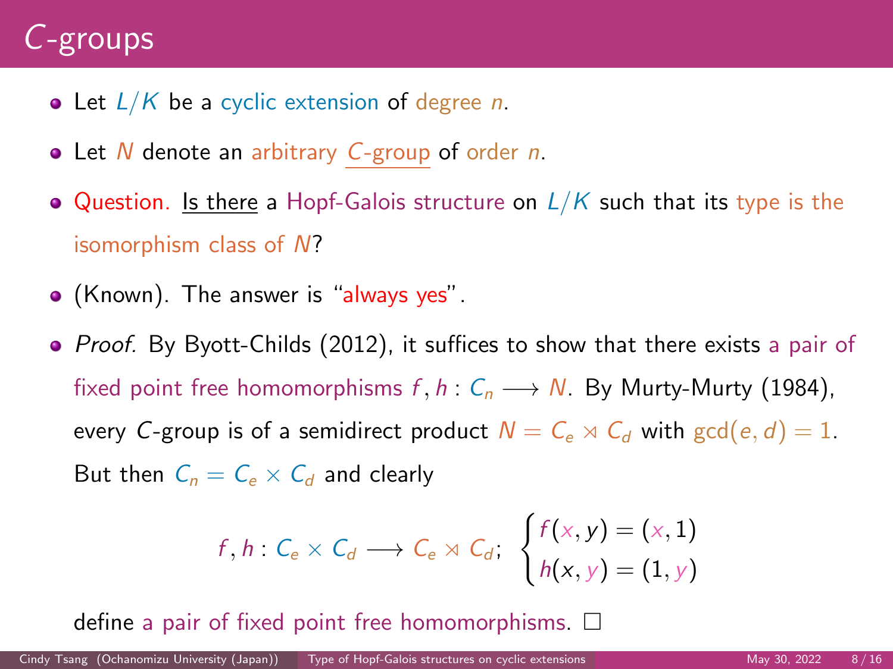# $C$-groups

- Let $L/K$ be a cyclic extension of degree $n$.
- Let $N$ denote an arbitrary $C$-group of order $n$.
- Question. Is there a Hopf-Galois structure on $L/K$ such that its type is the isomorphism class of $N$?
- (Known). The answer is "always yes".
- *Proof.* By Byott-Childs (2012), it suffices to show that there exists a pair of fixed point free homomorphisms $f, h : C_n \longrightarrow N$. By Murty-Murty (1984), every $C$-group is of a semidirect product $N = C_e \rtimes C_d$ with $\gcd(e, d) = 1$. But then $C_n = C_e \times C_d$ and clearly

$$f, h : C_e \times C_d \longrightarrow C_e \rtimes C_d; \quad \begin{cases} f(x, y) = (x, 1) \\ h(x, y) = (1, y) \end{cases}$$

define a pair of fixed point free homomorphisms. □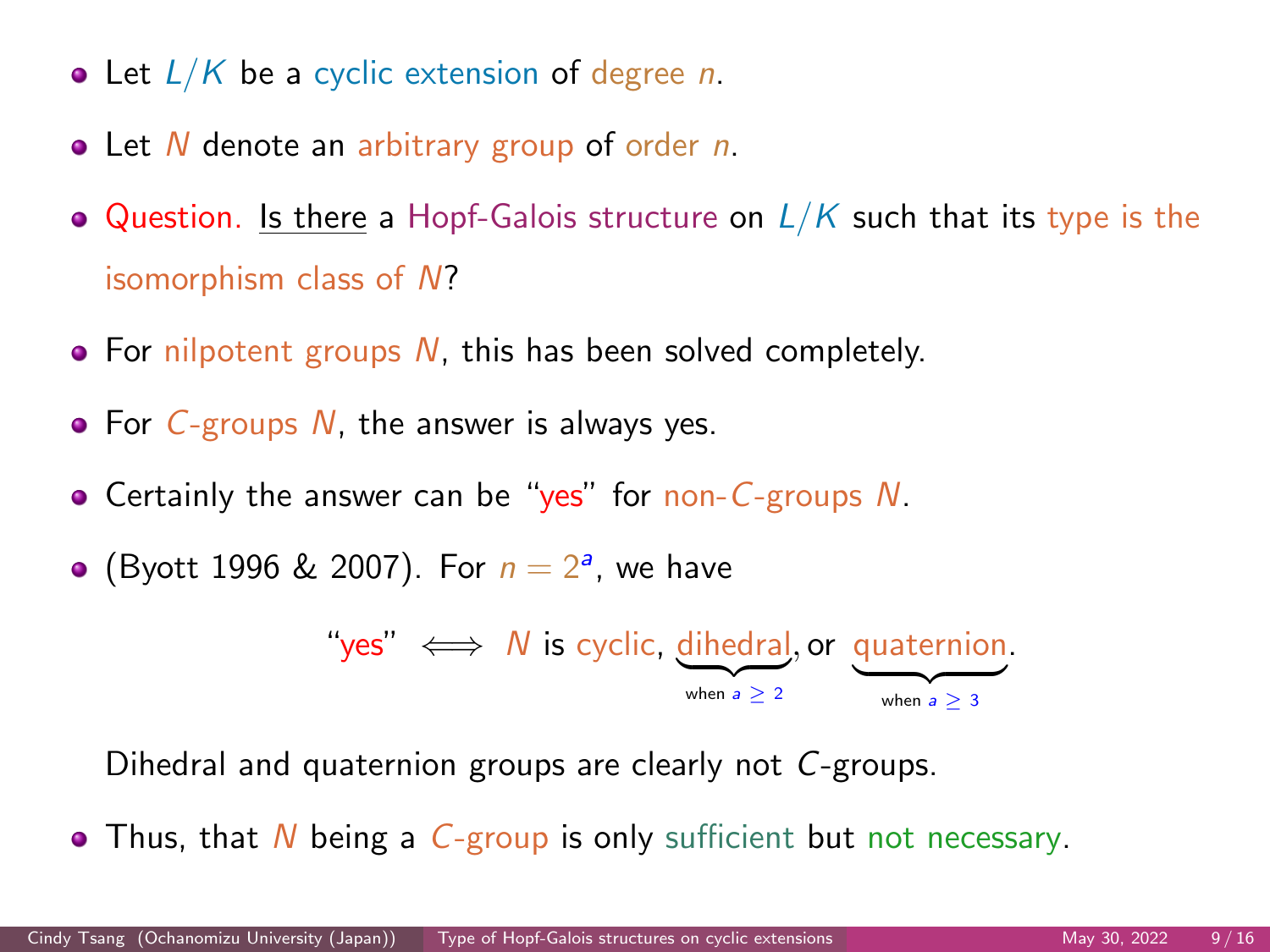- Let $L/K$ be a cyclic extension of degree $n$.
- Let $N$ denote an arbitrary group of order $n$.
- Question. Is there a Hopf-Galois structure on $L/K$ such that its type is the isomorphism class of $N$?
- For nilpotent groups $N$, this has been solved completely.
- For $C$-groups $N$, the answer is always yes.
- Certainly the answer can be "yes" for non-$C$-groups $N$.
- (Byott 1996 & 2007). For $n = 2^a$, we have

$$\text{“yes”} \iff N \text{ is cyclic, } \underbrace{\text{dihedral}}_{\text{when } a \geq 2}, \text{ or } \underbrace{\text{quaternion}}_{\text{when } a \geq 3}.$$

  Dihedral and quaternion groups are clearly not $C$-groups.

- Thus, that $N$ being a $C$-group is only sufficient but not necessary.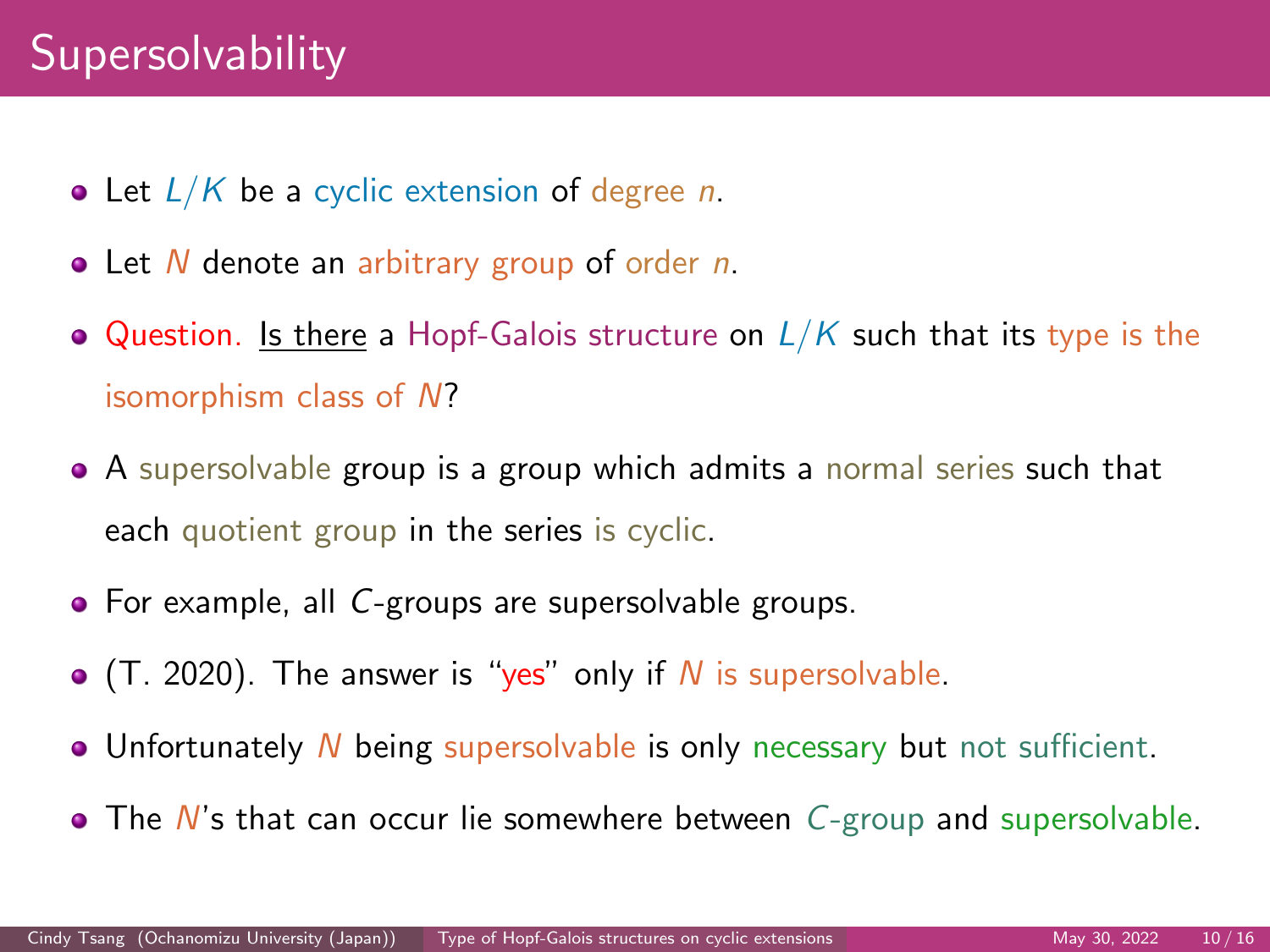# Supersolvability

- Let $L/K$ be a cyclic extension of degree $n$.
- Let $N$ denote an arbitrary group of order $n$.
- Question. Is there a Hopf-Galois structure on $L/K$ such that its type is the isomorphism class of $N$?
- A supersolvable group is a group which admits a normal series such that each quotient group in the series is cyclic.
- For example, all $C$-groups are supersolvable groups.
- (T. 2020). The answer is "yes" only if $N$ is supersolvable.
- Unfortunately $N$ being supersolvable is only necessary but not sufficient.
- The $N$'s that can occur lie somewhere between $C$-group and supersolvable.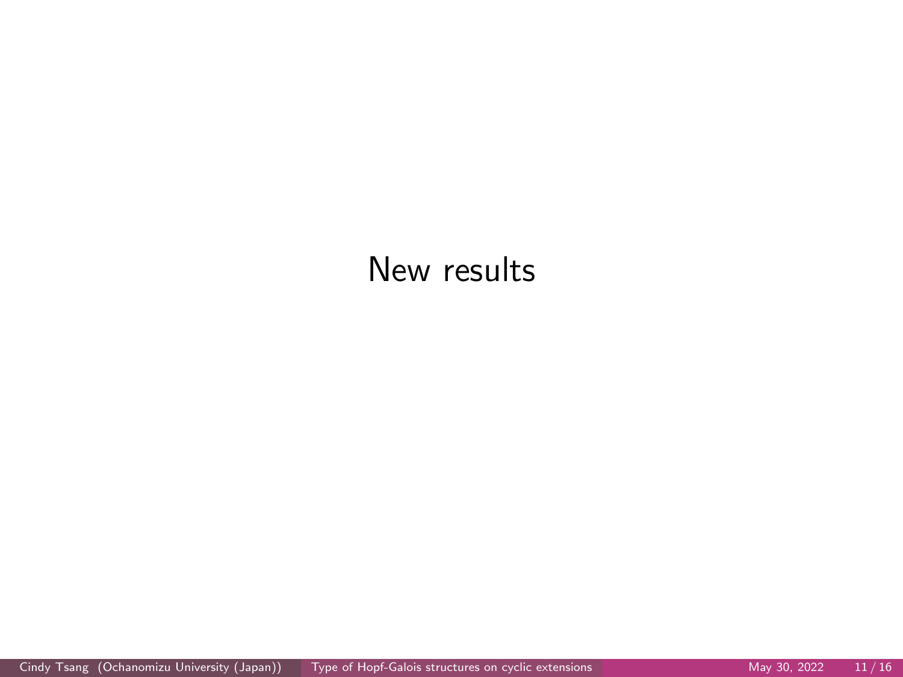# New results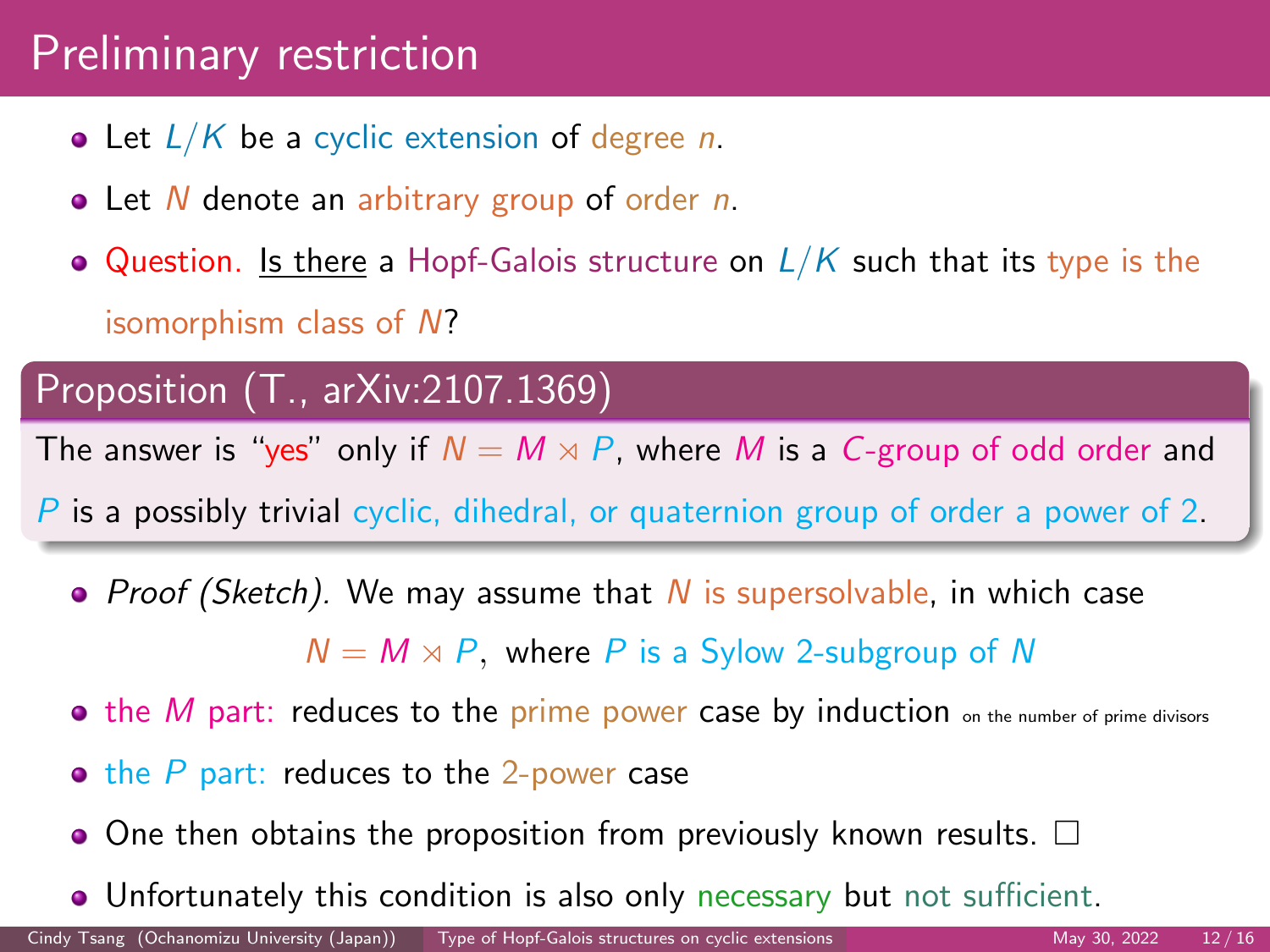# Preliminary restriction

- Let $L/K$ be a cyclic extension of degree $n$.
- Let $N$ denote an arbitrary group of order $n$.
- Question. Is there a Hopf-Galois structure on $L/K$ such that its type is the isomorphism class of $N$?

**Proposition (T., arXiv:2107.1369)**

The answer is "yes" only if $N = M \rtimes P$, where $M$ is a $C$-group of odd order and $P$ is a possibly trivial cyclic, dihedral, or quaternion group of order a power of 2.

- *Proof (Sketch).* We may assume that $N$ is supersolvable, in which case
$$N = M \rtimes P, \text{ where } P \text{ is a Sylow 2-subgroup of } N$$
- the $M$ part: reduces to the prime power case by induction on the number of prime divisors
- the $P$ part: reduces to the 2-power case
- One then obtains the proposition from previously known results. □
- Unfortunately this condition is also only necessary but not sufficient.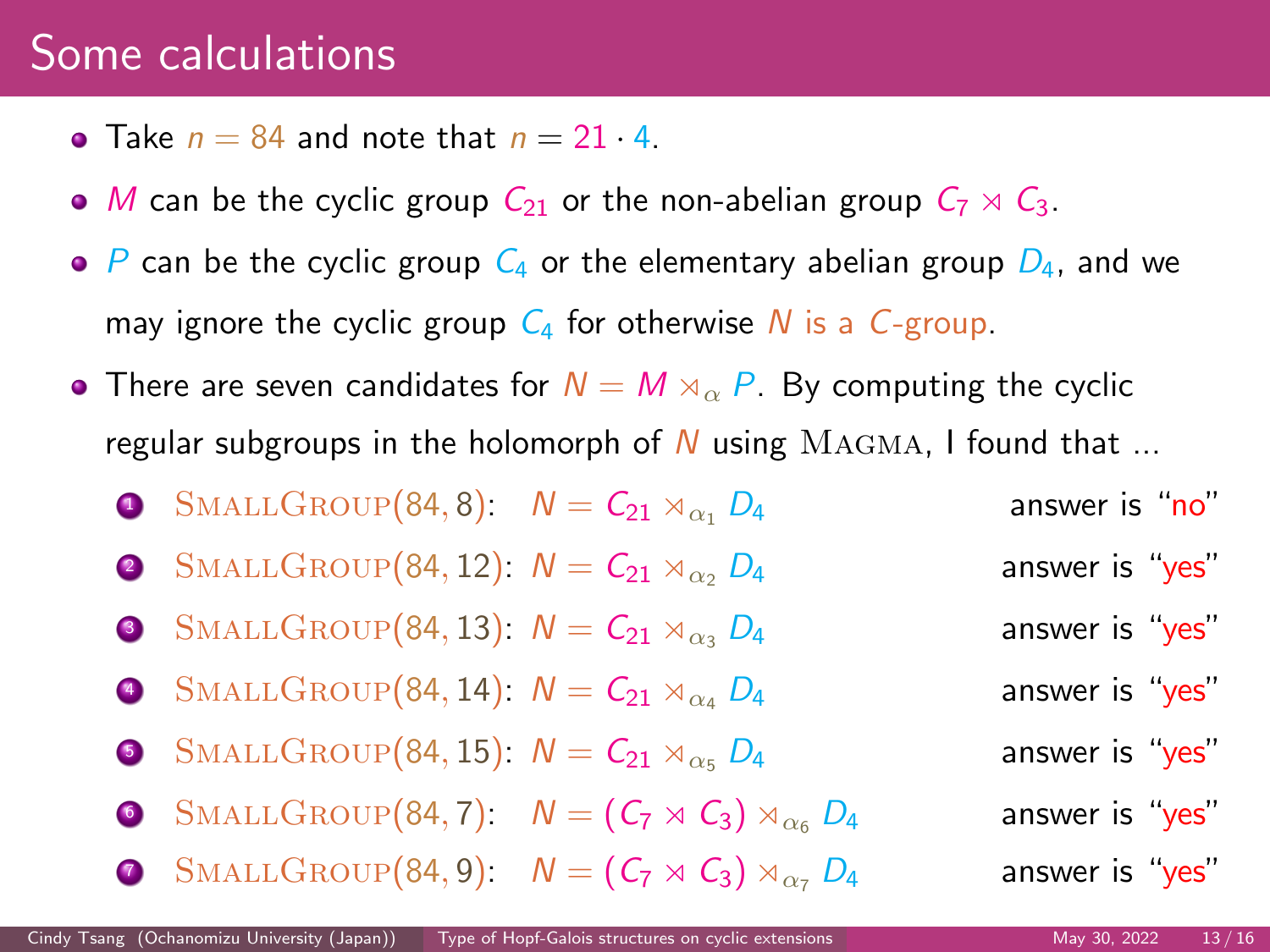# Some calculations

- Take $n = 84$ and note that $n = 21 \cdot 4$.
- $M$ can be the cyclic group $C_{21}$ or the non-abelian group $C_7 \rtimes C_3$.
- $P$ can be the cyclic group $C_4$ or the elementary abelian group $D_4$, and we may ignore the cyclic group $C_4$ for otherwise $N$ is a $C$-group.
- There are seven candidates for $N = M \rtimes_\alpha P$. By computing the cyclic regular subgroups in the holomorph of $N$ using MAGMA, I found that ...

1. SMALLGROUP$(84, 8)$: $N = C_{21} \rtimes_{\alpha_1} D_4$ answer is "no"
2. SMALLGROUP$(84, 12)$: $N = C_{21} \rtimes_{\alpha_2} D_4$ answer is "yes"
3. SMALLGROUP$(84, 13)$: $N = C_{21} \rtimes_{\alpha_3} D_4$ answer is "yes"
4. SMALLGROUP$(84, 14)$: $N = C_{21} \rtimes_{\alpha_4} D_4$ answer is "yes"
5. SMALLGROUP$(84, 15)$: $N = C_{21} \rtimes_{\alpha_5} D_4$ answer is "yes"
6. SMALLGROUP$(84, 7)$: $N = (C_7 \rtimes C_3) \rtimes_{\alpha_6} D_4$ answer is "yes"
7. SMALLGROUP$(84, 9)$: $N = (C_7 \rtimes C_3) \rtimes_{\alpha_7} D_4$ answer is "yes"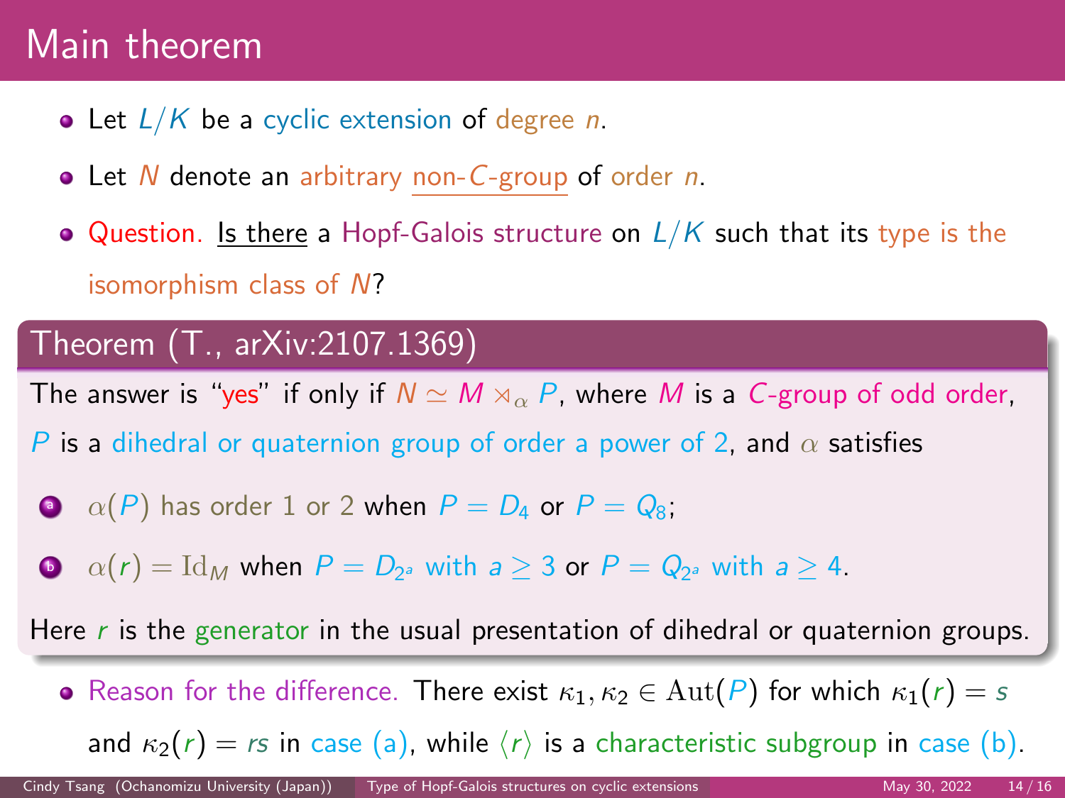# Main theorem

- Let $L/K$ be a cyclic extension of degree $n$.
- Let $N$ denote an arbitrary non-$C$-group of order $n$.
- Question. Is there a Hopf-Galois structure on $L/K$ such that its type is the isomorphism class of $N$?

## Theorem (T., arXiv:2107.1369)

The answer is "yes" if only if $N \simeq M \rtimes_\alpha P$, where $M$ is a $C$-group of odd order, $P$ is a dihedral or quaternion group of order a power of 2, and $\alpha$ satisfies

a. $\alpha(P)$ has order 1 or 2 when $P = D_4$ or $P = Q_8$;
b. $\alpha(r) = \mathrm{Id}_M$ when $P = D_{2^a}$ with $a \geq 3$ or $P = Q_{2^a}$ with $a \geq 4$.

Here $r$ is the generator in the usual presentation of dihedral or quaternion groups.

- Reason for the difference. There exist $\kappa_1, \kappa_2 \in \mathrm{Aut}(P)$ for which $\kappa_1(r) = s$ and $\kappa_2(r) = rs$ in case (a), while $\langle r \rangle$ is a characteristic subgroup in case (b).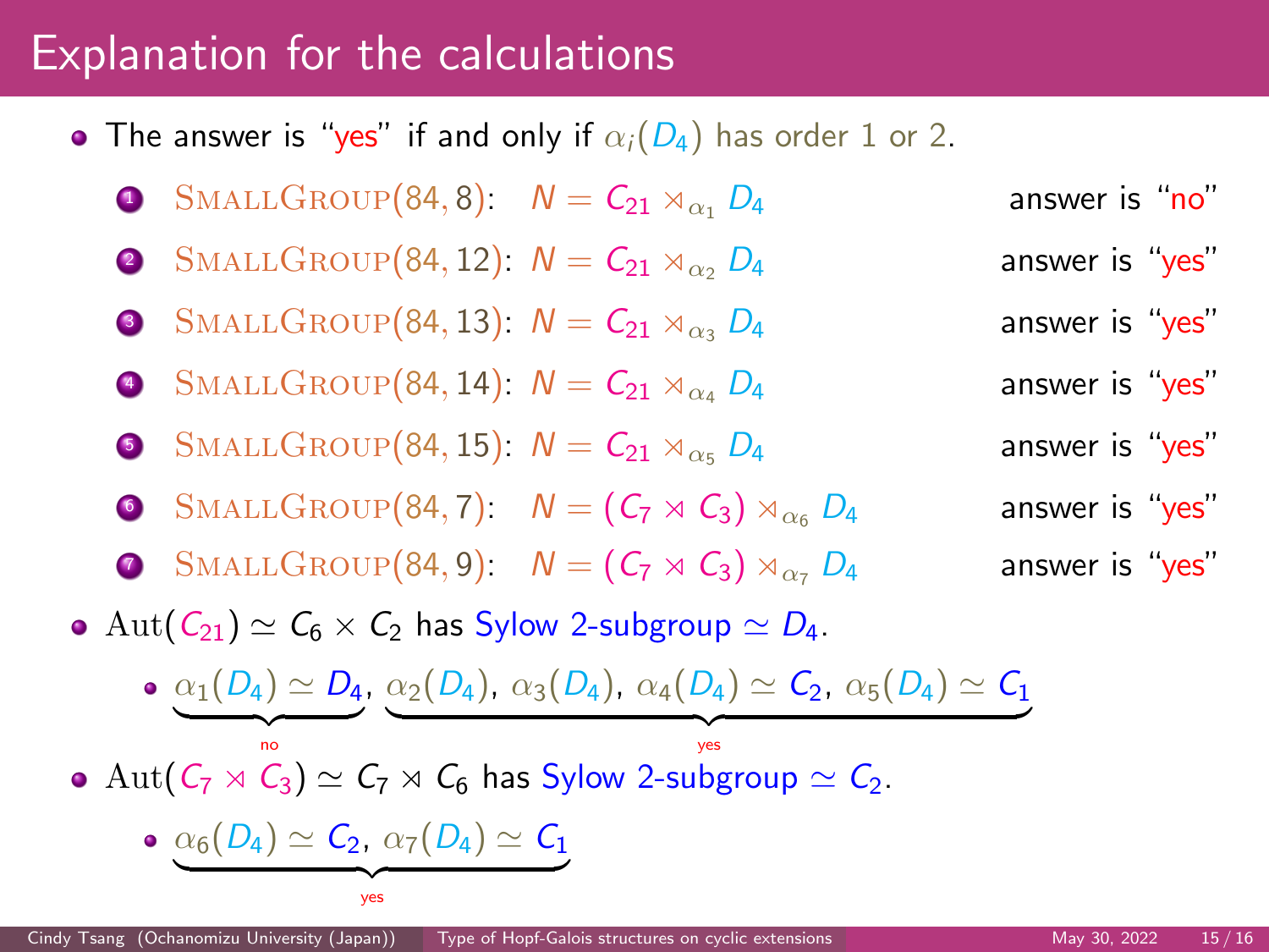# Explanation for the calculations

- The answer is "yes" if and only if $\alpha_i(D_4)$ has order 1 or 2.

  1. $\textsc{SmallGroup}(84, 8)$: $N = C_{21} \rtimes_{\alpha_1} D_4$ — answer is "no"
  2. $\textsc{SmallGroup}(84, 12)$: $N = C_{21} \rtimes_{\alpha_2} D_4$ — answer is "yes"
  3. $\textsc{SmallGroup}(84, 13)$: $N = C_{21} \rtimes_{\alpha_3} D_4$ — answer is "yes"
  4. $\textsc{SmallGroup}(84, 14)$: $N = C_{21} \rtimes_{\alpha_4} D_4$ — answer is "yes"
  5. $\textsc{SmallGroup}(84, 15)$: $N = C_{21} \rtimes_{\alpha_5} D_4$ — answer is "yes"
  6. $\textsc{SmallGroup}(84, 7)$: $N = (C_7 \rtimes C_3) \rtimes_{\alpha_6} D_4$ — answer is "yes"
  7. $\textsc{SmallGroup}(84, 9)$: $N = (C_7 \rtimes C_3) \rtimes_{\alpha_7} D_4$ — answer is "yes"

- $\mathrm{Aut}(C_{21}) \simeq C_6 \times C_2$ has Sylow 2-subgroup $\simeq D_4$.
  - $\underbrace{\alpha_1(D_4) \simeq D_4}_{\text{no}}$, $\underbrace{\alpha_2(D_4),\ \alpha_3(D_4),\ \alpha_4(D_4) \simeq C_2,\ \alpha_5(D_4) \simeq C_1}_{\text{yes}}$

- $\mathrm{Aut}(C_7 \rtimes C_3) \simeq C_7 \rtimes C_6$ has Sylow 2-subgroup $\simeq C_2$.
  - $\underbrace{\alpha_6(D_4) \simeq C_2,\ \alpha_7(D_4) \simeq C_1}_{\text{yes}}$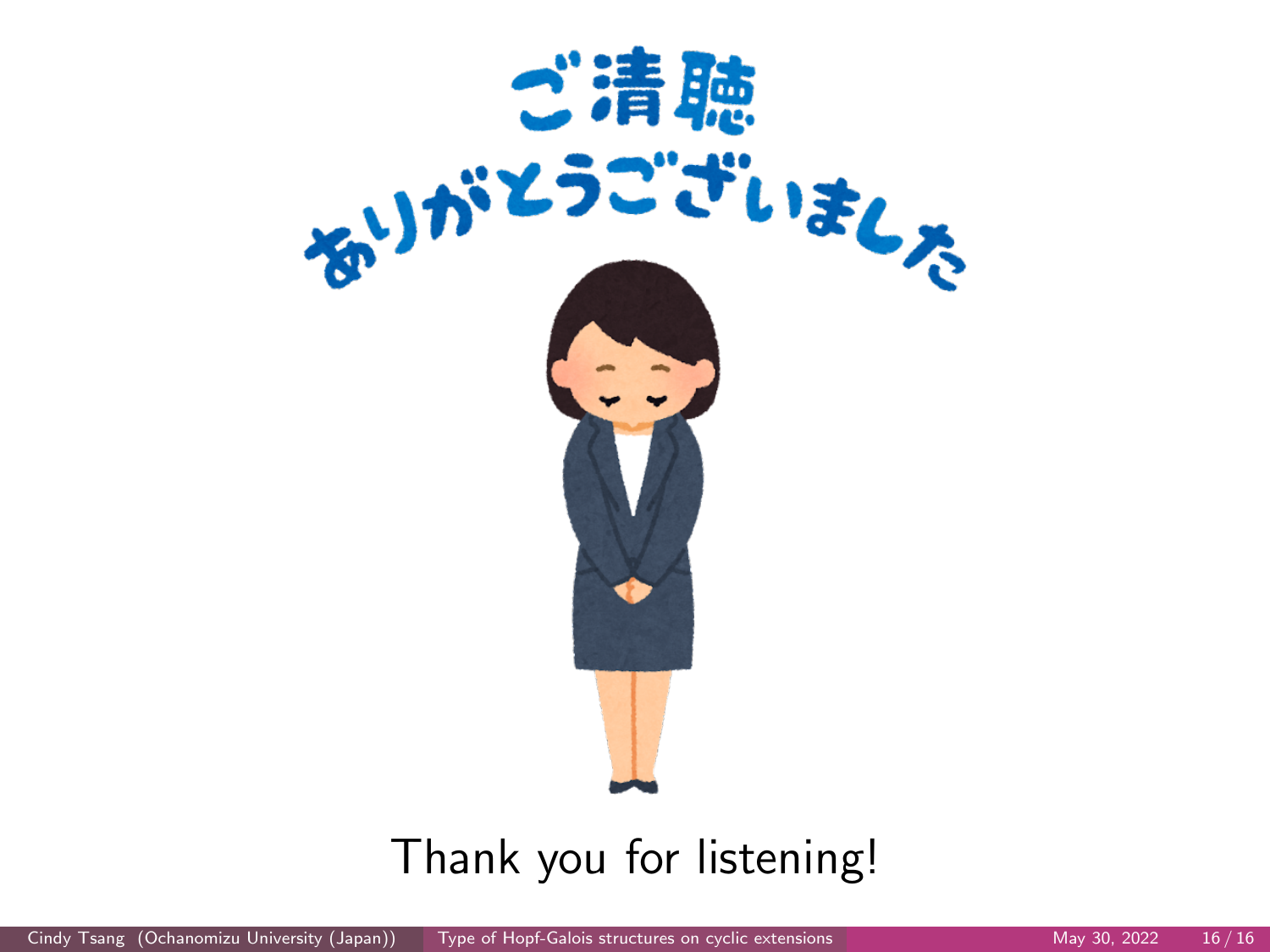ご清聴ありがとうございました

Thank you for listening!